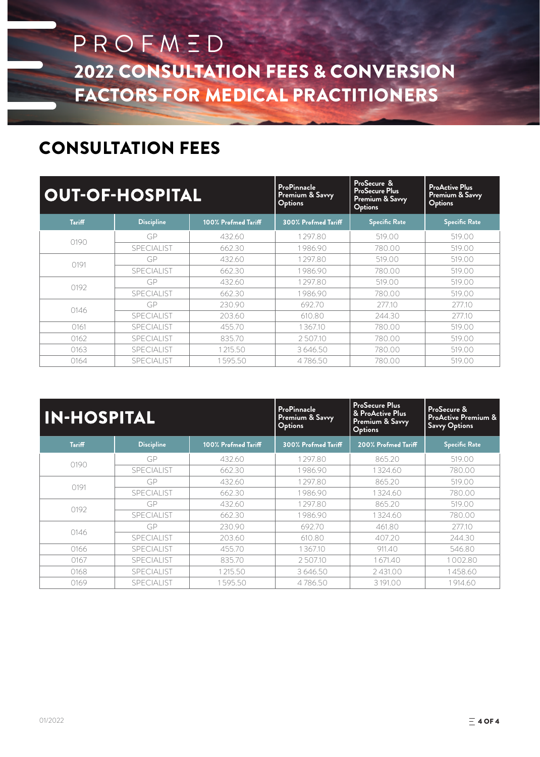PROFMED

# 2022 CONSULTATION FEES & CONVERSION FACTORS FOR MEDICAL PRACTITIONERS

## CONSULTATION FEES

| OUT-OF-HOSPITAL | | | ProPinnacle Premium & Savvy Options | ProSecure & ProSecure Plus Premium & Savvy Options | ProActive Plus Premium & Savvy Options |
|---|---|---|---|---|---|
| **Tariff** | **Discipline** | **100% Profmed Tariff** | **300% Profmed Tariff** | **Specific Rate** | **Specific Rate** |
| 0190 | GP | 432.60 | 1 297.80 | 519.00 | 519.00 |
| | SPECIALIST | 662.30 | 1 986.90 | 780.00 | 519.00 |
| 0191 | GP | 432.60 | 1 297.80 | 519.00 | 519.00 |
| | SPECIALIST | 662.30 | 1 986.90 | 780.00 | 519.00 |
| 0192 | GP | 432.60 | 1 297.80 | 519.00 | 519.00 |
| | SPECIALIST | 662.30 | 1 986.90 | 780.00 | 519.00 |
| 0146 | GP | 230.90 | 692.70 | 277.10 | 277.10 |
| | SPECIALIST | 203.60 | 610.80 | 244.30 | 277.10 |
| 0161 | SPECIALIST | 455.70 | 1 367.10 | 780.00 | 519.00 |
| 0162 | SPECIALIST | 835.70 | 2 507.10 | 780.00 | 519.00 |
| 0163 | SPECIALIST | 1 215.50 | 3 646.50 | 780.00 | 519.00 |
| 0164 | SPECIALIST | 1 595.50 | 4 786.50 | 780.00 | 519.00 |

| IN-HOSPITAL | | | ProPinnacle Premium & Savvy Options | ProSecure Plus & ProActive Plus Premium & Savvy Options | ProSecure & ProActive Premium & Savvy Options |
|---|---|---|---|---|---|
| **Tariff** | **Discipline** | **100% Profmed Tariff** | **300% Profmed Tariff** | **200% Profmed Tariff** | **Specific Rate** |
| 0190 | GP | 432.60 | 1 297.80 | 865.20 | 519.00 |
| | SPECIALIST | 662.30 | 1 986.90 | 1 324.60 | 780.00 |
| 0191 | GP | 432.60 | 1 297.80 | 865.20 | 519.00 |
| | SPECIALIST | 662.30 | 1 986.90 | 1 324.60 | 780.00 |
| 0192 | GP | 432.60 | 1 297.80 | 865.20 | 519.00 |
| | SPECIALIST | 662.30 | 1 986.90 | 1 324.60 | 780.00 |
| 0146 | GP | 230.90 | 692.70 | 461.80 | 277.10 |
| | SPECIALIST | 203.60 | 610.80 | 407.20 | 244.30 |
| 0166 | SPECIALIST | 455.70 | 1 367.10 | 911.40 | 546.80 |
| 0167 | SPECIALIST | 835.70 | 2 507.10 | 1 671.40 | 1 002.80 |
| 0168 | SPECIALIST | 1 215.50 | 3 646.50 | 2 431.00 | 1 458.60 |
| 0169 | SPECIALIST | 1 595.50 | 4 786.50 | 3 191.00 | 1 914.60 |

01/2022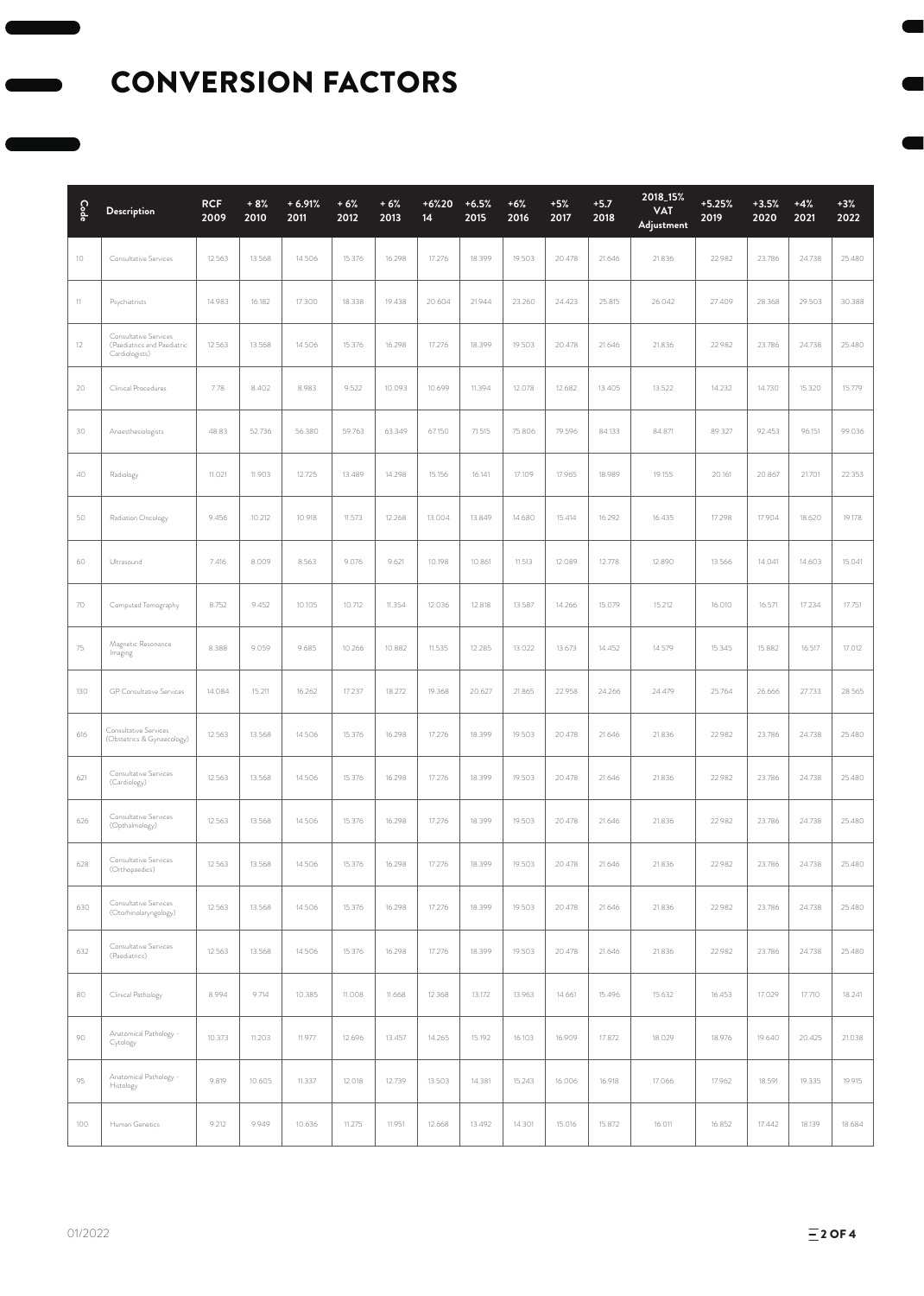# CONVERSION FACTORS

| Code | Description | RCF 2009 | + 8% 2010 | + 6.91% 2011 | + 6% 2012 | + 6% 2013 | +6%20 14 | +6.5% 2015 | +6% 2016 | +5% 2017 | +5.7 2018 | 2018_15% VAT Adjustment | +5.25% 2019 | +3.5% 2020 | +4% 2021 | +3% 2022 |
|---|---|---|---|---|---|---|---|---|---|---|---|---|---|---|---|---|
| 10 | Consultative Services | 12.563 | 13.568 | 14.506 | 15.376 | 16.298 | 17.276 | 18.399 | 19.503 | 20.478 | 21.646 | 21.836 | 22.982 | 23.786 | 24.738 | 25.480 |
| 11 | Psychiatrists | 14.983 | 16.182 | 17.300 | 18.338 | 19.438 | 20.604 | 21.944 | 23.260 | 24.423 | 25.815 | 26.042 | 27.409 | 28.368 | 29.503 | 30.388 |
| 12 | Consultative Services (Paediatrics and Paediatric Cardiologists) | 12.563 | 13.568 | 14.506 | 15.376 | 16.298 | 17.276 | 18.399 | 19.503 | 20.478 | 21.646 | 21.836 | 22.982 | 23.786 | 24.738 | 25.480 |
| 20 | Clinical Procedures | 7.78 | 8.402 | 8.983 | 9.522 | 10.093 | 10.699 | 11.394 | 12.078 | 12.682 | 13.405 | 13.522 | 14.232 | 14.730 | 15.320 | 15.779 |
| 30 | Anaesthesiologists | 48.83 | 52.736 | 56.380 | 59.763 | 63.349 | 67.150 | 71.515 | 75.806 | 79.596 | 84.133 | 84.871 | 89.327 | 92.453 | 96.151 | 99.036 |
| 40 | Radiology | 11.021 | 11.903 | 12.725 | 13.489 | 14.298 | 15.156 | 16.141 | 17.109 | 17.965 | 18.989 | 19.155 | 20.161 | 20.867 | 21.701 | 22.353 |
| 50 | Radiation Oncology | 9.456 | 10.212 | 10.918 | 11.573 | 12.268 | 13.004 | 13.849 | 14.680 | 15.414 | 16.292 | 16.435 | 17.298 | 17.904 | 18.620 | 19.178 |
| 60 | Ultrasound | 7.416 | 8.009 | 8.563 | 9.076 | 9.621 | 10.198 | 10.861 | 11.513 | 12.089 | 12.778 | 12.890 | 13.566 | 14.041 | 14.603 | 15.041 |
| 70 | Computed Tomography | 8.752 | 9.452 | 10.105 | 10.712 | 11.354 | 12.036 | 12.818 | 13.587 | 14.266 | 15.079 | 15.212 | 16.010 | 16.571 | 17.234 | 17.751 |
| 75 | Magnetic Resonance Imaging | 8.388 | 9.059 | 9.685 | 10.266 | 10.882 | 11.535 | 12.285 | 13.022 | 13.673 | 14.452 | 14.579 | 15.345 | 15.882 | 16.517 | 17.012 |
| 130 | GP Consultative Services | 14.084 | 15.211 | 16.262 | 17.237 | 18.272 | 19.368 | 20.627 | 21.865 | 22.958 | 24.266 | 24.479 | 25.764 | 26.666 | 27.733 | 28.565 |
| 616 | Consultative Services (Obstetrics & Gynaecology) | 12.563 | 13.568 | 14.506 | 15.376 | 16.298 | 17.276 | 18.399 | 19.503 | 20.478 | 21.646 | 21.836 | 22.982 | 23.786 | 24.738 | 25.480 |
| 621 | Consultative Services (Cardiology) | 12.563 | 13.568 | 14.506 | 15.376 | 16.298 | 17.276 | 18.399 | 19.503 | 20.478 | 21.646 | 21.836 | 22.982 | 23.786 | 24.738 | 25.480 |
| 626 | Consultative Services (Opthalmology) | 12.563 | 13.568 | 14.506 | 15.376 | 16.298 | 17.276 | 18.399 | 19.503 | 20.478 | 21.646 | 21.836 | 22.982 | 23.786 | 24.738 | 25.480 |
| 628 | Consultative Services (Orthopaedics) | 12.563 | 13.568 | 14.506 | 15.376 | 16.298 | 17.276 | 18.399 | 19.503 | 20.478 | 21.646 | 21.836 | 22.982 | 23.786 | 24.738 | 25.480 |
| 630 | Consultative Services (Otorhinolaryngology) | 12.563 | 13.568 | 14.506 | 15.376 | 16.298 | 17.276 | 18.399 | 19.503 | 20.478 | 21.646 | 21.836 | 22.982 | 23.786 | 24.738 | 25.480 |
| 632 | Consultative Services (Paediatrics) | 12.563 | 13.568 | 14.506 | 15.376 | 16.298 | 17.276 | 18.399 | 19.503 | 20.478 | 21.646 | 21.836 | 22.982 | 23.786 | 24.738 | 25.480 |
| 80 | Clinical Pathology | 8.994 | 9.714 | 10.385 | 11.008 | 11.668 | 12.368 | 13.172 | 13.963 | 14.661 | 15.496 | 15.632 | 16.453 | 17.029 | 17.710 | 18.241 |
| 90 | Anatomical Pathology - Cytology | 10.373 | 11.203 | 11.977 | 12.696 | 13.457 | 14.265 | 15.192 | 16.103 | 16.909 | 17.872 | 18.029 | 18.976 | 19.640 | 20.425 | 21.038 |
| 95 | Anatomical Pathology - Histology | 9.819 | 10.605 | 11.337 | 12.018 | 12.739 | 13.503 | 14.381 | 15.243 | 16.006 | 16.918 | 17.066 | 17.962 | 18.591 | 19.335 | 19.915 |
| 100 | Human Genetics | 9.212 | 9.949 | 10.636 | 11.275 | 11.951 | 12.668 | 13.492 | 14.301 | 15.016 | 15.872 | 16.011 | 16.852 | 17.442 | 18.139 | 18.684 |

01/2022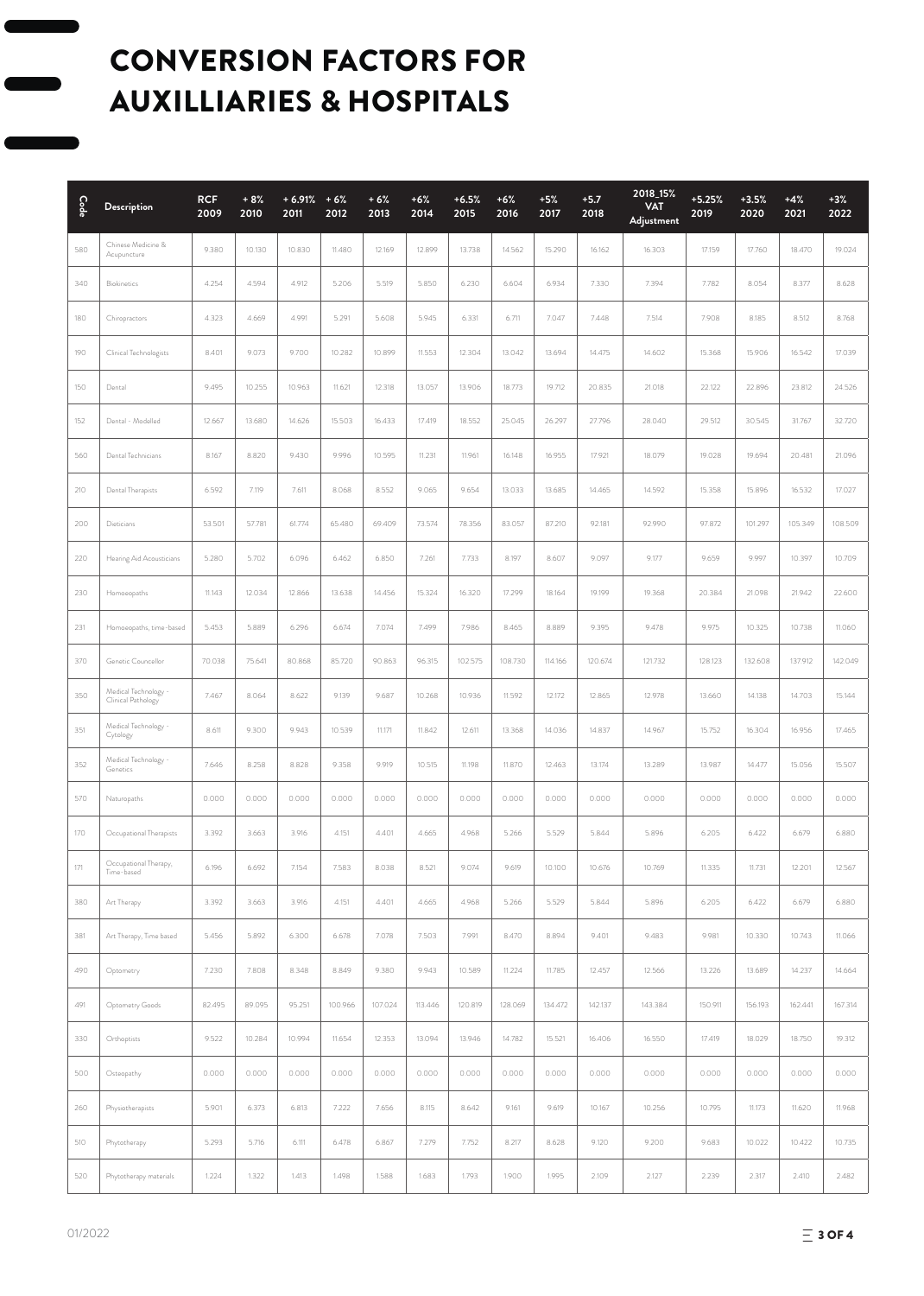# CONVERSION FACTORS FOR AUXILLIARIES & HOSPITALS

| Code | Description | RCF 2009 | + 8% 2010 | + 6.91% 2011 | + 6% 2012 | + 6% 2013 | +6% 2014 | +6.5% 2015 | +6% 2016 | +5% 2017 | +5.7 2018 | 2018_15% VAT Adjustment | +5.25% 2019 | +3.5% 2020 | +4% 2021 | +3% 2022 |
|---|---|---|---|---|---|---|---|---|---|---|---|---|---|---|---|---|
| 580 | Chinese Medicine & Acupuncture | 9.380 | 10.130 | 10.830 | 11.480 | 12.169 | 12.899 | 13.738 | 14.562 | 15.290 | 16.162 | 16.303 | 17.159 | 17.760 | 18.470 | 19.024 |
| 340 | Biokinetics | 4.254 | 4.594 | 4.912 | 5.206 | 5.519 | 5.850 | 6.230 | 6.604 | 6.934 | 7.330 | 7.394 | 7.782 | 8.054 | 8.377 | 8.628 |
| 180 | Chiropractors | 4.323 | 4.669 | 4.991 | 5.291 | 5.608 | 5.945 | 6.331 | 6.711 | 7.047 | 7.448 | 7.514 | 7.908 | 8.185 | 8.512 | 8.768 |
| 190 | Clinical Technologists | 8.401 | 9.073 | 9.700 | 10.282 | 10.899 | 11.553 | 12.304 | 13.042 | 13.694 | 14.475 | 14.602 | 15.368 | 15.906 | 16.542 | 17.039 |
| 150 | Dental | 9.495 | 10.255 | 10.963 | 11.621 | 12.318 | 13.057 | 13.906 | 18.773 | 19.712 | 20.835 | 21.018 | 22.122 | 22.896 | 23.812 | 24.526 |
| 152 | Dental - Modelled | 12.667 | 13.680 | 14.626 | 15.503 | 16.433 | 17.419 | 18.552 | 25.045 | 26.297 | 27.796 | 28.040 | 29.512 | 30.545 | 31.767 | 32.720 |
| 560 | Dental Technicians | 8.167 | 8.820 | 9.430 | 9.996 | 10.595 | 11.231 | 11.961 | 16.148 | 16.955 | 17.921 | 18.079 | 19.028 | 19.694 | 20.481 | 21.096 |
| 210 | Dental Therapists | 6.592 | 7.119 | 7.611 | 8.068 | 8.552 | 9.065 | 9.654 | 13.033 | 13.685 | 14.465 | 14.592 | 15.358 | 15.896 | 16.532 | 17.027 |
| 200 | Dieticians | 53.501 | 57.781 | 61.774 | 65.480 | 69.409 | 73.574 | 78.356 | 83.057 | 87.210 | 92.181 | 92.990 | 97.872 | 101.297 | 105.349 | 108.509 |
| 220 | Hearing Aid Acousticians | 5.280 | 5.702 | 6.096 | 6.462 | 6.850 | 7.261 | 7.733 | 8.197 | 8.607 | 9.097 | 9.177 | 9.659 | 9.997 | 10.397 | 10.709 |
| 230 | Homoeopaths | 11.143 | 12.034 | 12.866 | 13.638 | 14.456 | 15.324 | 16.320 | 17.299 | 18.164 | 19.199 | 19.368 | 20.384 | 21.098 | 21.942 | 22.600 |
| 231 | Homoeopaths, time-based | 5.453 | 5.889 | 6.296 | 6.674 | 7.074 | 7.499 | 7.986 | 8.465 | 8.889 | 9.395 | 9.478 | 9.975 | 10.325 | 10.738 | 11.060 |
| 370 | Genetic Councellor | 70.038 | 75.641 | 80.868 | 85.720 | 90.863 | 96.315 | 102.575 | 108.730 | 114.166 | 120.674 | 121.732 | 128.123 | 132.608 | 137.912 | 142.049 |
| 350 | Medical Technology - Clinical Pathology | 7.467 | 8.064 | 8.622 | 9.139 | 9.687 | 10.268 | 10.936 | 11.592 | 12.172 | 12.865 | 12.978 | 13.660 | 14.138 | 14.703 | 15.144 |
| 351 | Medical Technology - Cytology | 8.611 | 9.300 | 9.943 | 10.539 | 11.171 | 11.842 | 12.611 | 13.368 | 14.036 | 14.837 | 14.967 | 15.752 | 16.304 | 16.956 | 17.465 |
| 352 | Medical Technology - Genetics | 7.646 | 8.258 | 8.828 | 9.358 | 9.919 | 10.515 | 11.198 | 11.870 | 12.463 | 13.174 | 13.289 | 13.987 | 14.477 | 15.056 | 15.507 |
| 570 | Naturopaths | 0.000 | 0.000 | 0.000 | 0.000 | 0.000 | 0.000 | 0.000 | 0.000 | 0.000 | 0.000 | 0.000 | 0.000 | 0.000 | 0.000 | 0.000 |
| 170 | Occupational Therapists | 3.392 | 3.663 | 3.916 | 4.151 | 4.401 | 4.665 | 4.968 | 5.266 | 5.529 | 5.844 | 5.896 | 6.205 | 6.422 | 6.679 | 6.880 |
| 171 | Occupational Therapy, Time-based | 6.196 | 6.692 | 7.154 | 7.583 | 8.038 | 8.521 | 9.074 | 9.619 | 10.100 | 10.676 | 10.769 | 11.335 | 11.731 | 12.201 | 12.567 |
| 380 | Art Therapy | 3.392 | 3.663 | 3.916 | 4.151 | 4.401 | 4.665 | 4.968 | 5.266 | 5.529 | 5.844 | 5.896 | 6.205 | 6.422 | 6.679 | 6.880 |
| 381 | Art Therapy, Time based | 5.456 | 5.892 | 6.300 | 6.678 | 7.078 | 7.503 | 7.991 | 8.470 | 8.894 | 9.401 | 9.483 | 9.981 | 10.330 | 10.743 | 11.066 |
| 490 | Optometry | 7.230 | 7.808 | 8.348 | 8.849 | 9.380 | 9.943 | 10.589 | 11.224 | 11.785 | 12.457 | 12.566 | 13.226 | 13.689 | 14.237 | 14.664 |
| 491 | Optometry Goods | 82.495 | 89.095 | 95.251 | 100.966 | 107.024 | 113.446 | 120.819 | 128.069 | 134.472 | 142.137 | 143.384 | 150.911 | 156.193 | 162.441 | 167.314 |
| 330 | Orthoptists | 9.522 | 10.284 | 10.994 | 11.654 | 12.353 | 13.094 | 13.946 | 14.782 | 15.521 | 16.406 | 16.550 | 17.419 | 18.029 | 18.750 | 19.312 |
| 500 | Osteopathy | 0.000 | 0.000 | 0.000 | 0.000 | 0.000 | 0.000 | 0.000 | 0.000 | 0.000 | 0.000 | 0.000 | 0.000 | 0.000 | 0.000 | 0.000 |
| 260 | Physiotherapists | 5.901 | 6.373 | 6.813 | 7.222 | 7.656 | 8.115 | 8.642 | 9.161 | 9.619 | 10.167 | 10.256 | 10.795 | 11.173 | 11.620 | 11.968 |
| 510 | Phytotherapy | 5.293 | 5.716 | 6.111 | 6.478 | 6.867 | 7.279 | 7.752 | 8.217 | 8.628 | 9.120 | 9.200 | 9.683 | 10.022 | 10.422 | 10.735 |
| 520 | Phytotherapy materials | 1.224 | 1.322 | 1.413 | 1.498 | 1.588 | 1.683 | 1.793 | 1.900 | 1.995 | 2.109 | 2.127 | 2.239 | 2.317 | 2.410 | 2.482 |

01/2022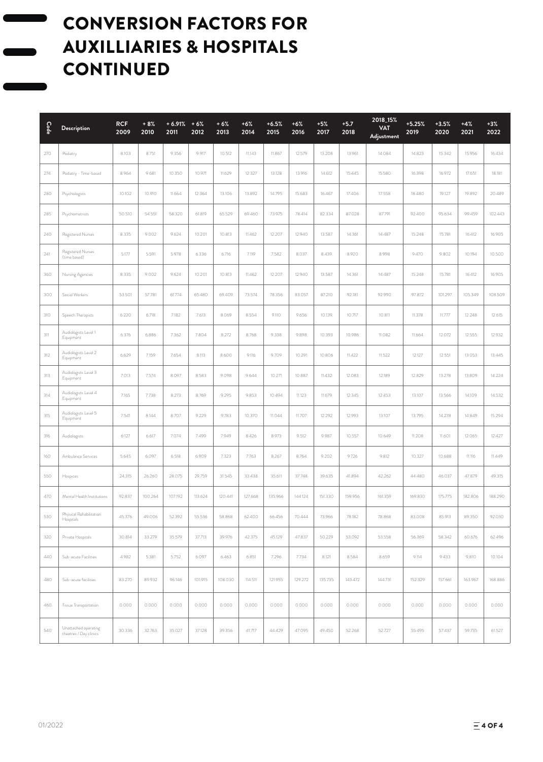# CONVERSION FACTORS FOR AUXILLIARIES & HOSPITALS CONTINUED

| Code | Description | RCF 2009 | + 8% 2010 | + 6.91% 2011 | + 6% 2012 | + 6% 2013 | +6% 2014 | +6.5% 2015 | +6% 2016 | +5% 2017 | +5.7 2018 | 2018_15% VAT Adjustment | +5.25% 2019 | +3.5% 2020 | +4% 2021 | +3% 2022 |
|---|---|---|---|---|---|---|---|---|---|---|---|---|---|---|---|---|
| 270 | Podiatry | 8.103 | 8.751 | 9.356 | 9.917 | 10.512 | 11.143 | 11.867 | 12.579 | 13.208 | 13.961 | 14.084 | 14.823 | 15.342 | 15.956 | 16.434 |
| 274 | Podiatry - Time-based | 8.964 | 9.681 | 10.350 | 10.971 | 11.629 | 12.327 | 13.128 | 13.916 | 14.612 | 15.445 | 15.580 | 16.398 | 16.972 | 17.651 | 18.181 |
| 280 | Psychologists | 10.102 | 10.910 | 11.664 | 12.364 | 13.106 | 13.892 | 14.795 | 15.683 | 16.467 | 17.406 | 17.558 | 18.480 | 19.127 | 19.892 | 20.489 |
| 285 | Psychometrists | 50.510 | 54.551 | 58.320 | 61.819 | 65.529 | 69.460 | 73.975 | 78.414 | 82.334 | 87.028 | 87.791 | 92.400 | 95.634 | 99.459 | 102.443 |
| 240 | Registered Nurses | 8.335 | 9.002 | 9.624 | 10.201 | 10.813 | 11.462 | 12.207 | 12.940 | 13.587 | 14.361 | 14.487 | 15.248 | 15.781 | 16.412 | 16.905 |
| 241 | Registered Nurses (time based) | 5.177 | 5.591 | 5.978 | 6.336 | 6.716 | 7.119 | 7.582 | 8.037 | 8.439 | 8.920 | 8.998 | 9.470 | 9.802 | 10.194 | 10.500 |
| 360 | Nursing Agencies | 8.335 | 9.002 | 9.624 | 10.201 | 10.813 | 11.462 | 12.207 | 12.940 | 13.587 | 14.361 | 14.487 | 15.248 | 15.781 | 16.412 | 16.905 |
| 300 | Social Workers | 53.501 | 57.781 | 61.774 | 65.480 | 69.409 | 73.574 | 78.356 | 83.057 | 87.210 | 92.181 | 92.990 | 97.872 | 101.297 | 105.349 | 108.509 |
| 310 | Speech Therapists | 6.220 | 6.718 | 7.182 | 7.613 | 8.069 | 8.554 | 9.110 | 9.656 | 10.139 | 10.717 | 10.811 | 11.378 | 11.777 | 12.248 | 12.615 |
| 311 | Audiologists Level 1 Equipment | 6.376 | 6.886 | 7.362 | 7.804 | 8.272 | 8.768 | 9.338 | 9.898 | 10.393 | 10.986 | 11.082 | 11.664 | 12.072 | 12.555 | 12.932 |
| 312 | Audiologists Level 2 Equipment | 6.629 | 7.159 | 7.654 | 8.113 | 8.600 | 9.116 | 9.709 | 10.291 | 10.806 | 11.422 | 11.522 | 12.127 | 12.551 | 13.053 | 13.445 |
| 313 | Audiologists Level 3 Equipment | 7.013 | 7.574 | 8.097 | 8.583 | 9.098 | 9.644 | 10.271 | 10.887 | 11.432 | 12.083 | 12.189 | 12.829 | 13.278 | 13.809 | 14.224 |
| 314 | Audiologists Level 4 Equipment | 7.165 | 7.738 | 8.273 | 8.769 | 9.295 | 9.853 | 10.494 | 11.123 | 11.679 | 12.345 | 12.453 | 13.107 | 13.566 | 14.109 | 14.532 |
| 315 | Audiologists Level 5 Equipment | 7.541 | 8.144 | 8.707 | 9.229 | 9.783 | 10.370 | 11.044 | 11.707 | 12.292 | 12.993 | 13.107 | 13.795 | 14.278 | 14.849 | 15.294 |
| 316 | Audiologists | 6.127 | 6.617 | 7.074 | 7.499 | 7.949 | 8.426 | 8.973 | 9.512 | 9.987 | 10.557 | 10.649 | 11.208 | 11.601 | 12.065 | 12.427 |
| 160 | Ambulance Services | 5.645 | 6.097 | 6.518 | 6.909 | 7.323 | 7.763 | 8.267 | 8.764 | 9.202 | 9.726 | 9.812 | 10.327 | 10.688 | 11.116 | 11.449 |
| 550 | Hospices | 24.315 | 26.260 | 28.075 | 29.759 | 31.545 | 33.438 | 35.611 | 37.748 | 39.635 | 41.894 | 42.262 | 44.480 | 46.037 | 47.879 | 49.315 |
| 470 | Mental Health Institutions | 92.837 | 100.264 | 107.192 | 113.624 | 120.441 | 127.668 | 135.966 | 144.124 | 151.330 | 159.956 | 161.359 | 169.830 | 175.775 | 182.806 | 188.290 |
| 530 | Physical Rehabilitation Hospitals | 45.376 | 49.006 | 52.392 | 55.536 | 58.868 | 62.400 | 66.456 | 70.444 | 73.966 | 78.182 | 78.868 | 83.008 | 85.913 | 89.350 | 92.030 |
| 320 | Private Hospitals | 30.814 | 33.279 | 35.579 | 37.713 | 39.976 | 42.375 | 45.129 | 47.837 | 50.229 | 53.092 | 53.558 | 56.369 | 58.342 | 60.676 | 62.496 |
| 440 | Sub-acute Facilities | 4.982 | 5.381 | 5.752 | 6.097 | 6.463 | 6.851 | 7.296 | 7.734 | 8.121 | 8.584 | 8.659 | 9.114 | 9.433 | 9.810 | 10.104 |
| 480 | Sub-acute facilities | 83.270 | 89.932 | 96.146 | 101.915 | 108.030 | 114.511 | 121.955 | 129.272 | 135.735 | 143.472 | 144.731 | 152.329 | 157.661 | 163.967 | 168.886 |
| 460 | Tissue Transportation | 0.000 | 0.000 | 0.000 | 0.000 | 0.000 | 0.000 | 0.000 | 0.000 | 0.000 | 0.000 | 0.000 | 0.000 | 0.000 | 0.000 | 0.000 |
| 540 | Unattached operating theatres / Day clinics | 30.336 | 32.763 | 35.027 | 37.128 | 39.356 | 41.717 | 44.429 | 47.095 | 49.450 | 52.268 | 52.727 | 55.495 | 57.437 | 59.735 | 61.527 |

01/2022